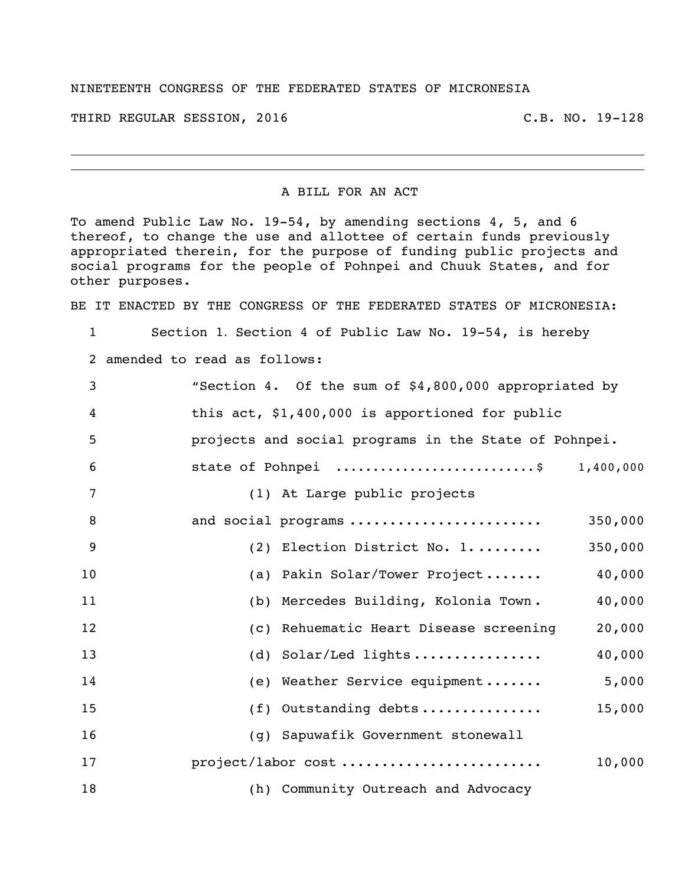NINETEENTH CONGRESS OF THE FEDERATED STATES OF MICRONESIA

THIRD REGULAR SESSION, 2016 C.B. NO. 19-128

---

A BILL FOR AN ACT

To amend Public Law No. 19-54, by amending sections 4, 5, and 6 thereof, to change the use and allottee of certain funds previously appropriated therein, for the purpose of funding public projects and social programs for the people of Pohnpei and Chuuk States, and for other purposes.

BE IT ENACTED BY THE CONGRESS OF THE FEDERATED STATES OF MICRONESIA:

1 Section 1. Section 4 of Public Law No. 19-54, is hereby
2 amended to read as follows:
3 "Section 4. Of the sum of $4,800,000 appropriated by
4 this act, $1,400,000 is apportioned for public
5 projects and social programs in the State of Pohnpei.
6 state of Pohnpei ..........................$ 1,400,000
7 (1) At Large public projects
8 and social programs ....................... 350,000
9 (2) Election District No. 1......... 350,000
10 (a) Pakin Solar/Tower Project....... 40,000
11 (b) Mercedes Building, Kolonia Town. 40,000
12 (c) Rehuematic Heart Disease screening 20,000
13 (d) Solar/Led lights................ 40,000
14 (e) Weather Service equipment....... 5,000
15 (f) Outstanding debts............... 15,000
16 (g) Sapuwafik Government stonewall
17 project/labor cost ........................ 10,000
18 (h) Community Outreach and Advocacy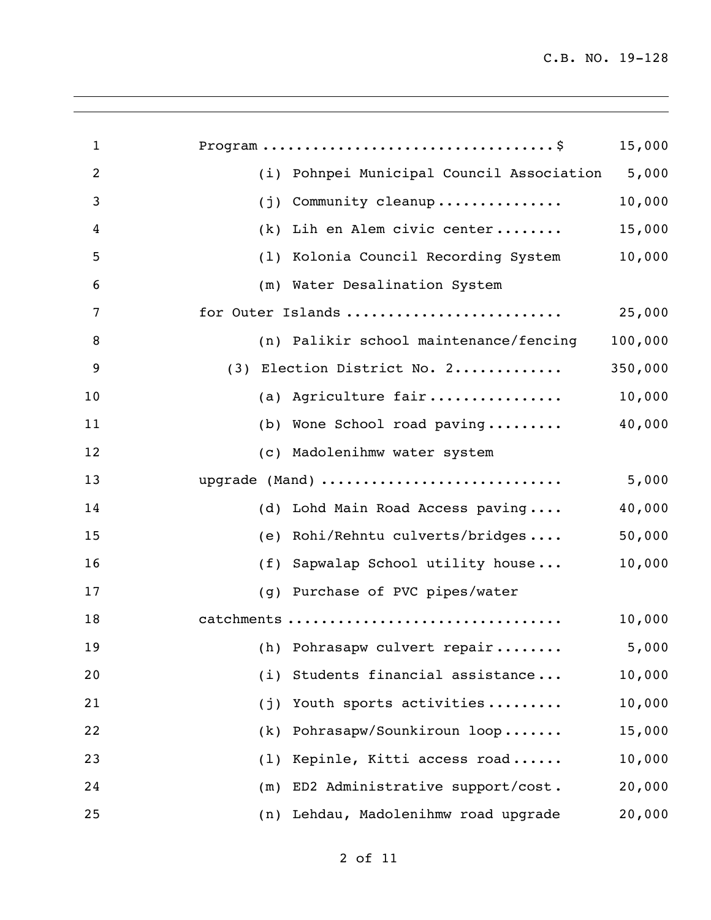Program ..................................$ 15,000

(i) Pohnpei Municipal Council Association 5,000

(j) Community cleanup............... 10,000

(k) Lih en Alem civic center........ 15,000

(l) Kolonia Council Recording System 10,000

(m) Water Desalination System for Outer Islands ......................... 25,000

(n) Palikir school maintenance/fencing 100,000

(3) Election District No. 2............ 350,000

(a) Agriculture fair................ 10,000

(b) Wone School road paving......... 40,000

(c) Madolenihmw water system upgrade (Mand) ............................ 5,000

(d) Lohd Main Road Access paving.... 40,000

(e) Rohi/Rehntu culverts/bridges.... 50,000

(f) Sapwalap School utility house... 10,000

(g) Purchase of PVC pipes/water catchments ................................ 10,000

(h) Pohrasapw culvert repair........ 5,000

(i) Students financial assistance... 10,000

(j) Youth sports activities......... 10,000

(k) Pohrasapw/Sounkiroun loop....... 15,000

(l) Kepinle, Kitti access road...... 10,000

(m) ED2 Administrative support/cost. 20,000

(n) Lehdau, Madolenihmw road upgrade 20,000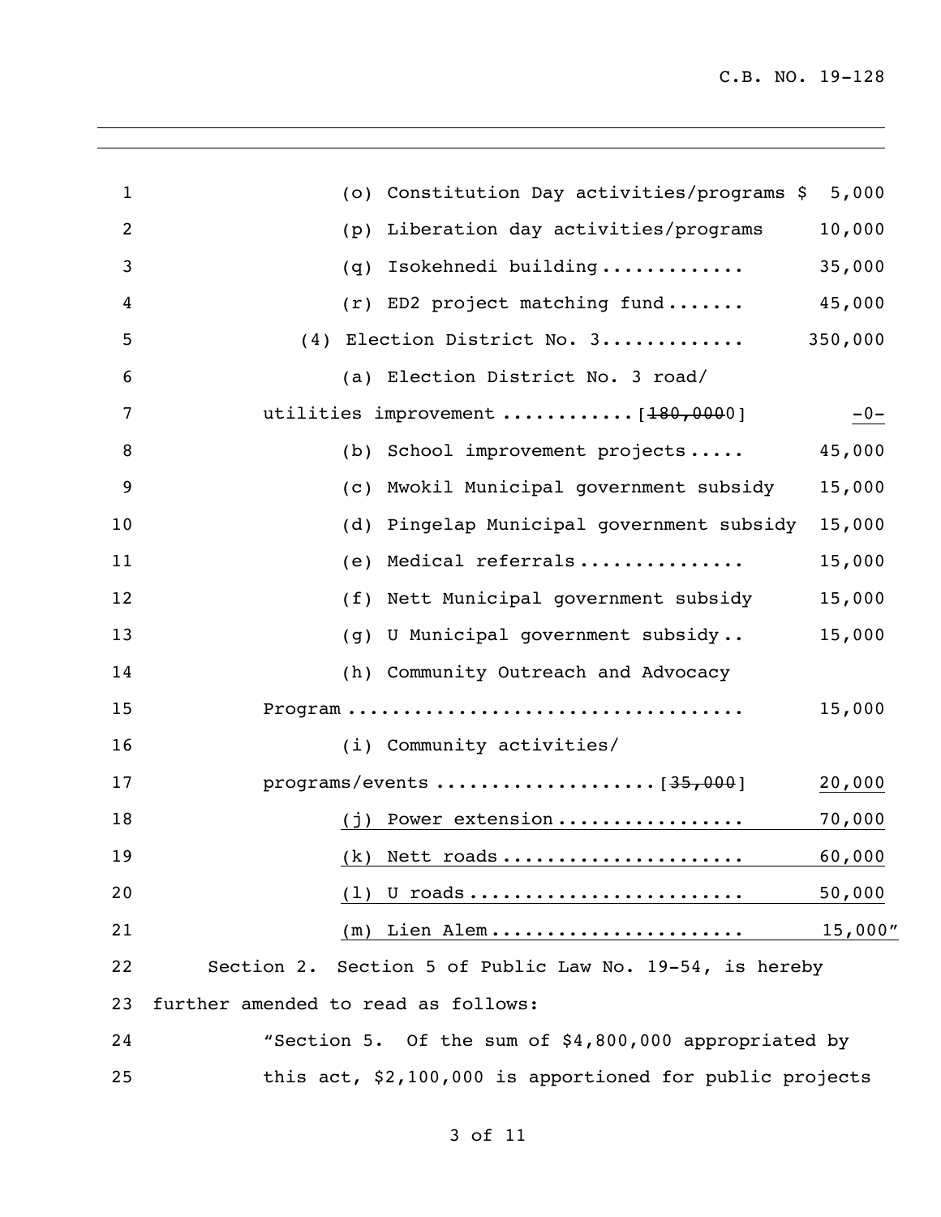(o) Constitution Day activities/programs $ 5,000

(p) Liberation day activities/programs 10,000

(q) Isokehnedi building............ 35,000

(r) ED2 project matching fund....... 45,000

(4) Election District No. 3............ 350,000

(a) Election District No. 3 road/ utilities improvement ...........[~~180,000~~0] <u>-0-</u>

(b) School improvement projects..... 45,000

(c) Mwokil Municipal government subsidy 15,000

(d) Pingelap Municipal government subsidy 15,000

(e) Medical referrals.............. 15,000

(f) Nett Municipal government subsidy 15,000

(g) U Municipal government subsidy.. 15,000

(h) Community Outreach and Advocacy Program .................................. 15,000

(i) Community activities/ programs/events ..................[~~35,000~~] <u>20,000</u>

<u>(j) Power extension................ 70,000</u>

<u>(k) Nett roads..................... 60,000</u>

<u>(l) U roads........................ 50,000</u>

<u>(m) Lien Alem...................... 15,000</u>"

Section 2. Section 5 of Public Law No. 19-54, is hereby further amended to read as follows:

"Section 5. Of the sum of $4,800,000 appropriated by this act, $2,100,000 is apportioned for public projects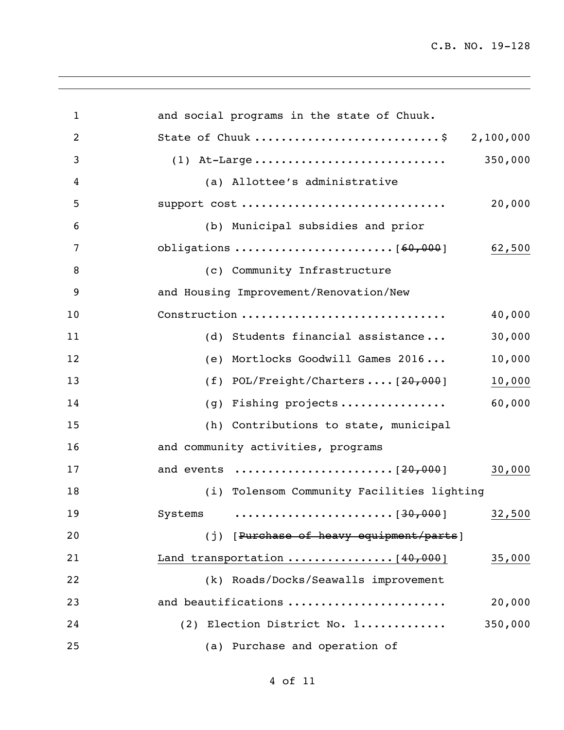and social programs in the state of Chuuk.

State of Chuuk ..........................$ 2,100,000

(1) At-Large ............................ 350,000

(a) Allottee's administrative support cost .............................. 20,000

(b) Municipal subsidies and prior obligations .......................[~~60,000~~] 62,500

(c) Community Infrastructure and Housing Improvement/Renovation/New Construction .............................. 40,000

(d) Students financial assistance ... 30,000

(e) Mortlocks Goodwill Games 2016 ... 10,000

(f) POL/Freight/Charters ....[~~20,000~~] 10,000

(g) Fishing projects ................ 60,000

(h) Contributions to state, municipal and community activities, programs and events .......................[~~20,000~~] 30,000

(i) Tolensom Community Facilities lighting Systems .......................[~~30,000~~] 32,500

(j) [~~Purchase of heavy equipment/parts~~] Land transportation ................[~~40,000~~] 35,000

(k) Roads/Docks/Seawalls improvement and beautifications ....................... 20,000

(2) Election District No. 1............ 350,000

(a) Purchase and operation of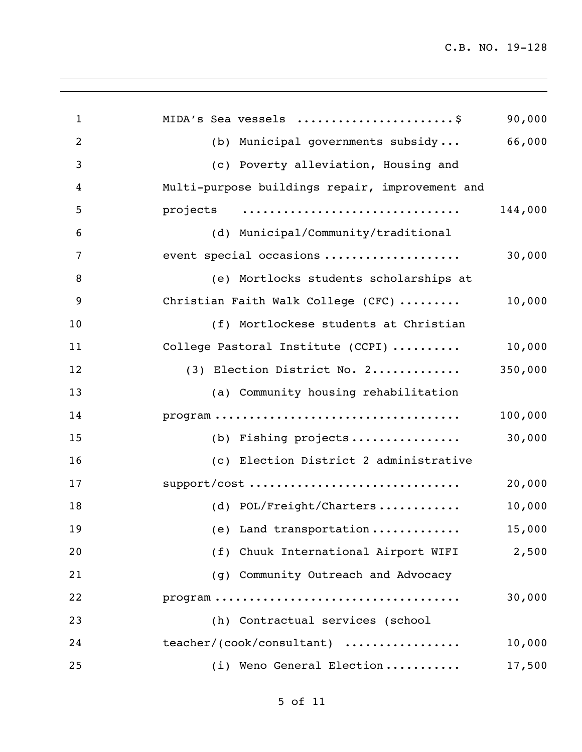| | |
|---|---:|
| MIDA's Sea vessels .......................$ | 90,000 |
| (b) Municipal governments subsidy... | 66,000 |
| (c) Poverty alleviation, Housing and Multi-purpose buildings repair, improvement and projects ............................... | 144,000 |
| (d) Municipal/Community/traditional event special occasions .................... | 30,000 |
| (e) Mortlocks students scholarships at Christian Faith Walk College (CFC) ......... | 10,000 |
| (f) Mortlockese students at Christian College Pastoral Institute (CCPI) .......... | 10,000 |
| (3) Election District No. 2............. | 350,000 |
| (a) Community housing rehabilitation program .................................. | 100,000 |
| (b) Fishing projects................ | 30,000 |
| (c) Election District 2 administrative support/cost .............................. | 20,000 |
| (d) POL/Freight/Charters............ | 10,000 |
| (e) Land transportation............. | 15,000 |
| (f) Chuuk International Airport WIFI | 2,500 |
| (g) Community Outreach and Advocacy program .................................. | 30,000 |
| (h) Contractual services (school teacher/(cook/consultant) ................. | 10,000 |
| (i) Weno General Election........... | 17,500 |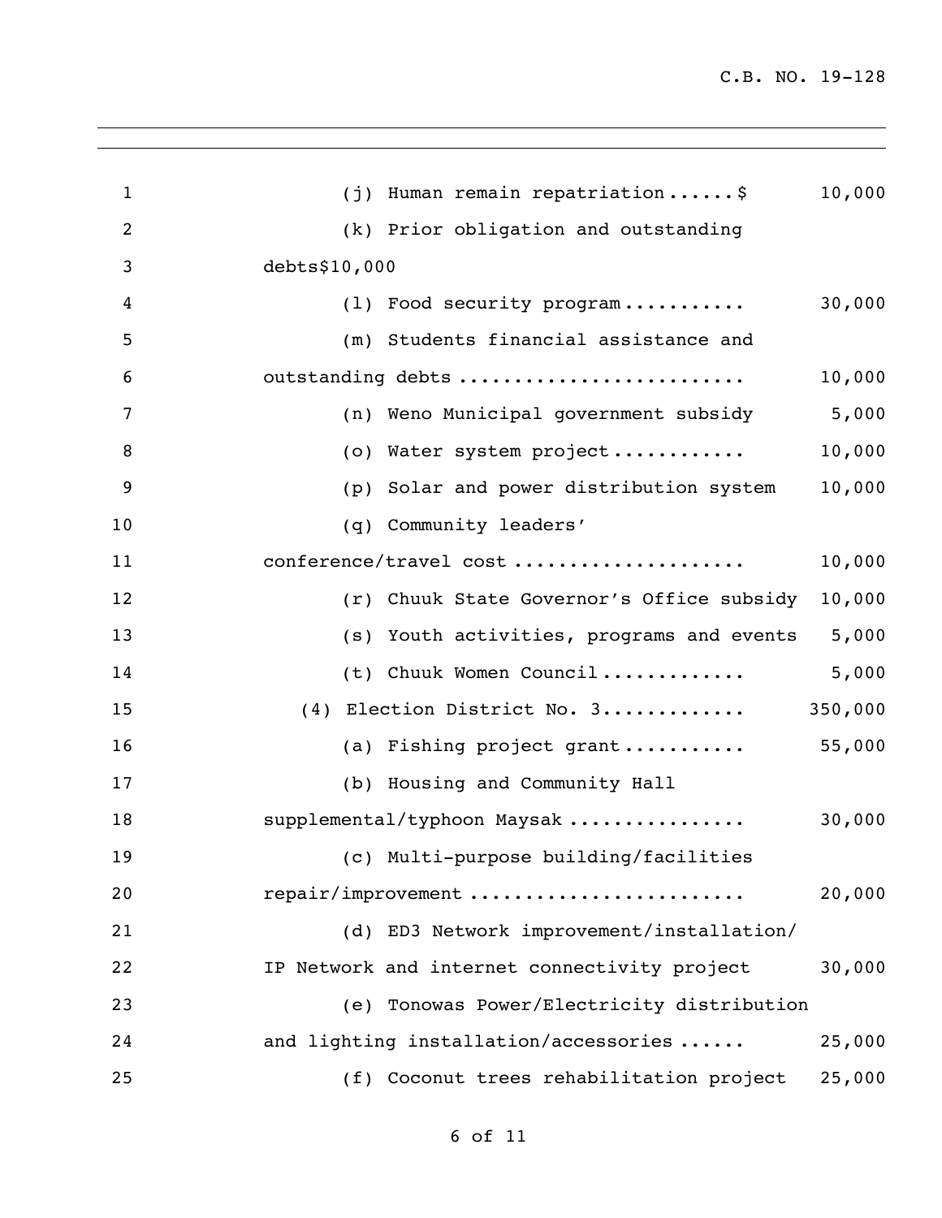(j) Human remain repatriation......$ 10,000

(k) Prior obligation and outstanding debts$10,000

(l) Food security program........... 30,000

(m) Students financial assistance and outstanding debts ......................... 10,000

(n) Weno Municipal government subsidy 5,000

(o) Water system project............ 10,000

(p) Solar and power distribution system 10,000

(q) Community leaders' conference/travel cost .................... 10,000

(r) Chuuk State Governor's Office subsidy 10,000

(s) Youth activities, programs and events 5,000

(t) Chuuk Women Council............. 5,000

(4) Election District No. 3............. 350,000

(a) Fishing project grant........... 55,000

(b) Housing and Community Hall supplemental/typhoon Maysak ................ 30,000

(c) Multi-purpose building/facilities repair/improvement ........................ 20,000

(d) ED3 Network improvement/installation/ IP Network and internet connectivity project 30,000

(e) Tonowas Power/Electricity distribution and lighting installation/accessories ...... 25,000

(f) Coconut trees rehabilitation project 25,000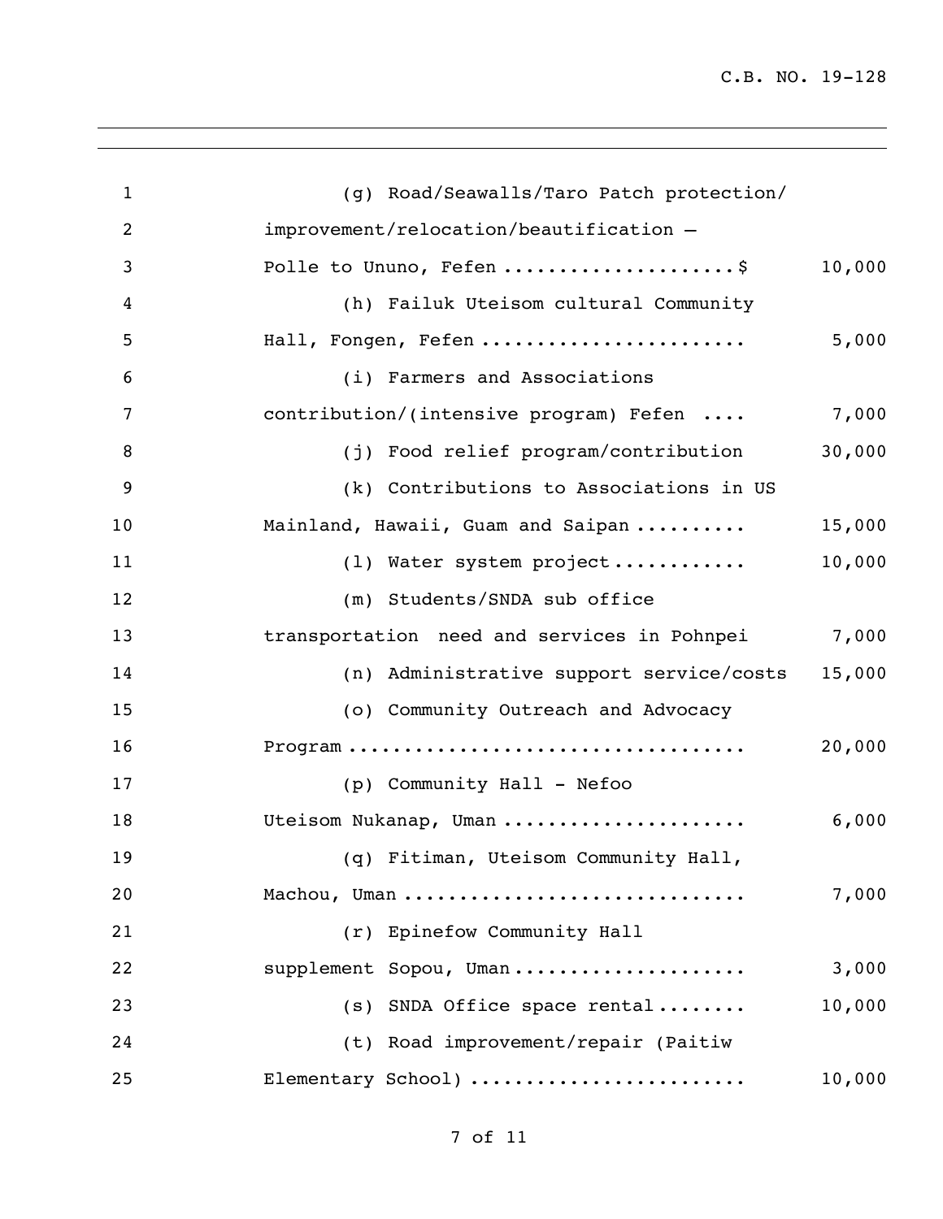(g) Road/Seawalls/Taro Patch protection/ improvement/relocation/beautification – Polle to Ununo, Fefen ....................$ 10,000

(h) Failuk Uteisom cultural Community Hall, Fongen, Fefen ....................... 5,000

(i) Farmers and Associations contribution/(intensive program) Fefen .... 7,000

(j) Food relief program/contribution 30,000

(k) Contributions to Associations in US Mainland, Hawaii, Guam and Saipan .......... 15,000

(l) Water system project ........... 10,000

(m) Students/SNDA sub office transportation need and services in Pohnpei 7,000

(n) Administrative support service/costs 15,000

(o) Community Outreach and Advocacy Program .................................. 20,000

(p) Community Hall - Nefoo Uteisom Nukanap, Uman ..................... 6,000

(q) Fitiman, Uteisom Community Hall, Machou, Uman .............................. 7,000

(r) Epinefow Community Hall supplement Sopou, Uman .................... 3,000

(s) SNDA Office space rental ........ 10,000

(t) Road improvement/repair (Paitiw Elementary School) ....................... 10,000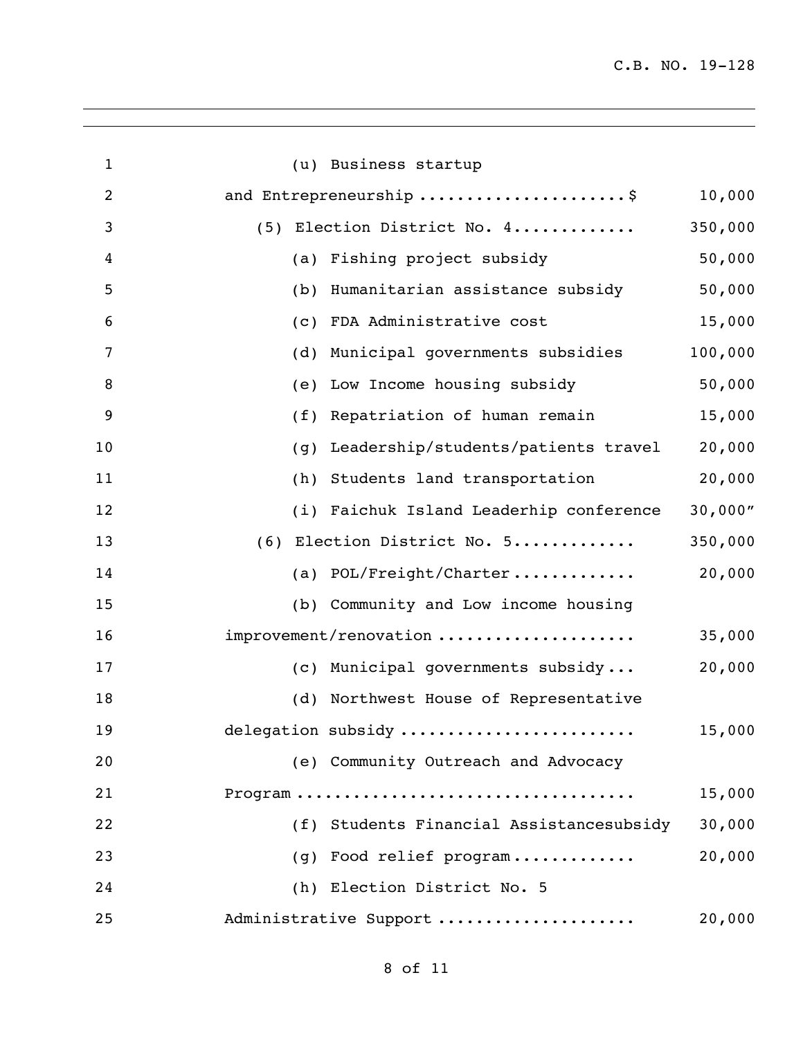(u) Business startup and Entrepreneurship ......................$ 10,000

(5) Election District No. 4............. 350,000

(a) Fishing project subsidy 50,000

(b) Humanitarian assistance subsidy 50,000

(c) FDA Administrative cost 15,000

(d) Municipal governments subsidies 100,000

(e) Low Income housing subsidy 50,000

(f) Repatriation of human remain 15,000

(g) Leadership/students/patients travel 20,000

(h) Students land transportation 20,000

(i) Faichuk Island Leaderhip conference 30,000"

(6) Election District No. 5............. 350,000

(a) POL/Freight/Charter............. 20,000

(b) Community and Low income housing improvement/renovation ..................... 35,000

(c) Municipal governments subsidy... 20,000

(d) Northwest House of Representative delegation subsidy ........................ 15,000

(e) Community Outreach and Advocacy Program .................................. 15,000

(f) Students Financial Assistancesubsidy 30,000

(g) Food relief program............. 20,000

(h) Election District No. 5 Administrative Support .................... 20,000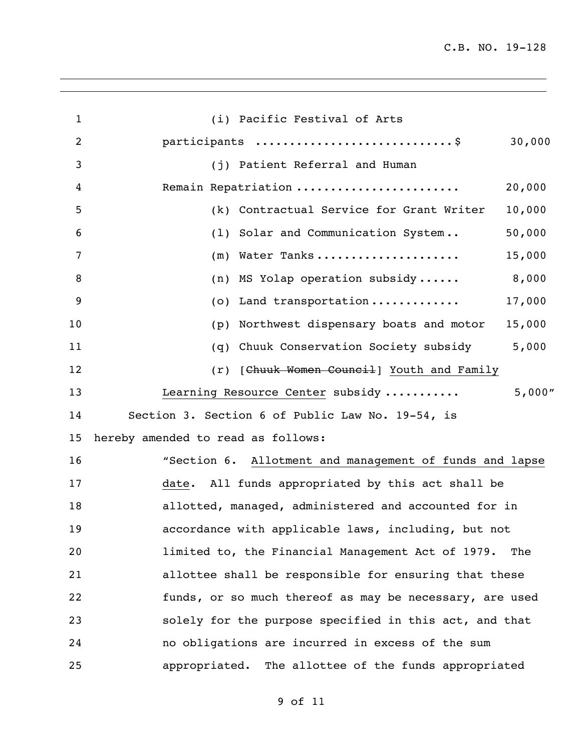(i) Pacific Festival of Arts participants ............................$ 30,000

(j) Patient Referral and Human Remain Repatriation ....................... 20,000

(k) Contractual Service for Grant Writer 10,000

(l) Solar and Communication System.. 50,000

(m) Water Tanks .................... 15,000

(n) MS Yolap operation subsidy ...... 8,000

(o) Land transportation ............ 17,000

(p) Northwest dispensary boats and motor 15,000

(q) Chuuk Conservation Society subsidy 5,000

(r) [~~Chuuk Women Council~~] <u>Youth and Family Learning Resource Center</u> subsidy ........... 5,000"

Section 3. Section 6 of Public Law No. 19-54, is hereby amended to read as follows:

"Section 6. <u>Allotment and management of funds and lapse date</u>. All funds appropriated by this act shall be allotted, managed, administered and accounted for in accordance with applicable laws, including, but not limited to, the Financial Management Act of 1979. The allottee shall be responsible for ensuring that these funds, or so much thereof as may be necessary, are used solely for the purpose specified in this act, and that no obligations are incurred in excess of the sum appropriated. The allottee of the funds appropriated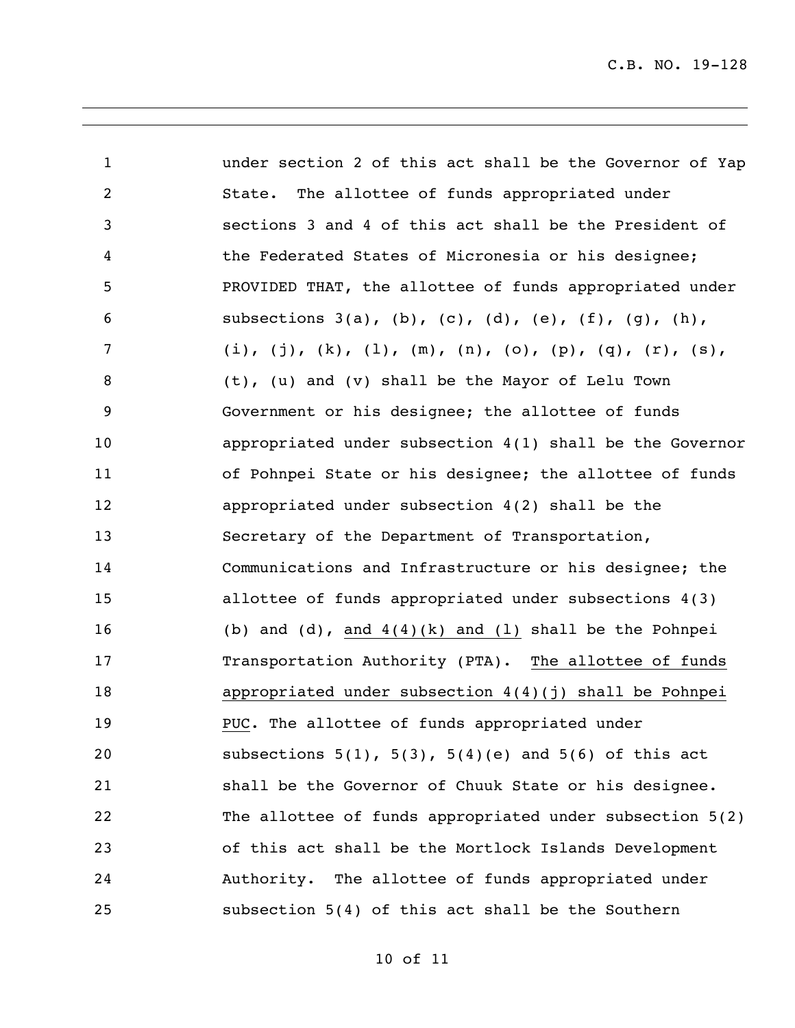under section 2 of this act shall be the Governor of Yap State. The allottee of funds appropriated under sections 3 and 4 of this act shall be the President of the Federated States of Micronesia or his designee; PROVIDED THAT, the allottee of funds appropriated under subsections 3(a), (b), (c), (d), (e), (f), (g), (h), (i), (j), (k), (l), (m), (n), (o), (p), (q), (r), (s), (t), (u) and (v) shall be the Mayor of Lelu Town Government or his designee; the allottee of funds appropriated under subsection 4(1) shall be the Governor of Pohnpei State or his designee; the allottee of funds appropriated under subsection 4(2) shall be the Secretary of the Department of Transportation, Communications and Infrastructure or his designee; the allottee of funds appropriated under subsections 4(3) (b) and (d), <u>and 4(4)(k) and (l)</u> shall be the Pohnpei Transportation Authority (PTA). <u>The allottee of funds appropriated under subsection 4(4)(j) shall be Pohnpei PUC</u>. The allottee of funds appropriated under subsections 5(1), 5(3), 5(4)(e) and 5(6) of this act shall be the Governor of Chuuk State or his designee. The allottee of funds appropriated under subsection 5(2) of this act shall be the Mortlock Islands Development Authority. The allottee of funds appropriated under subsection 5(4) of this act shall be the Southern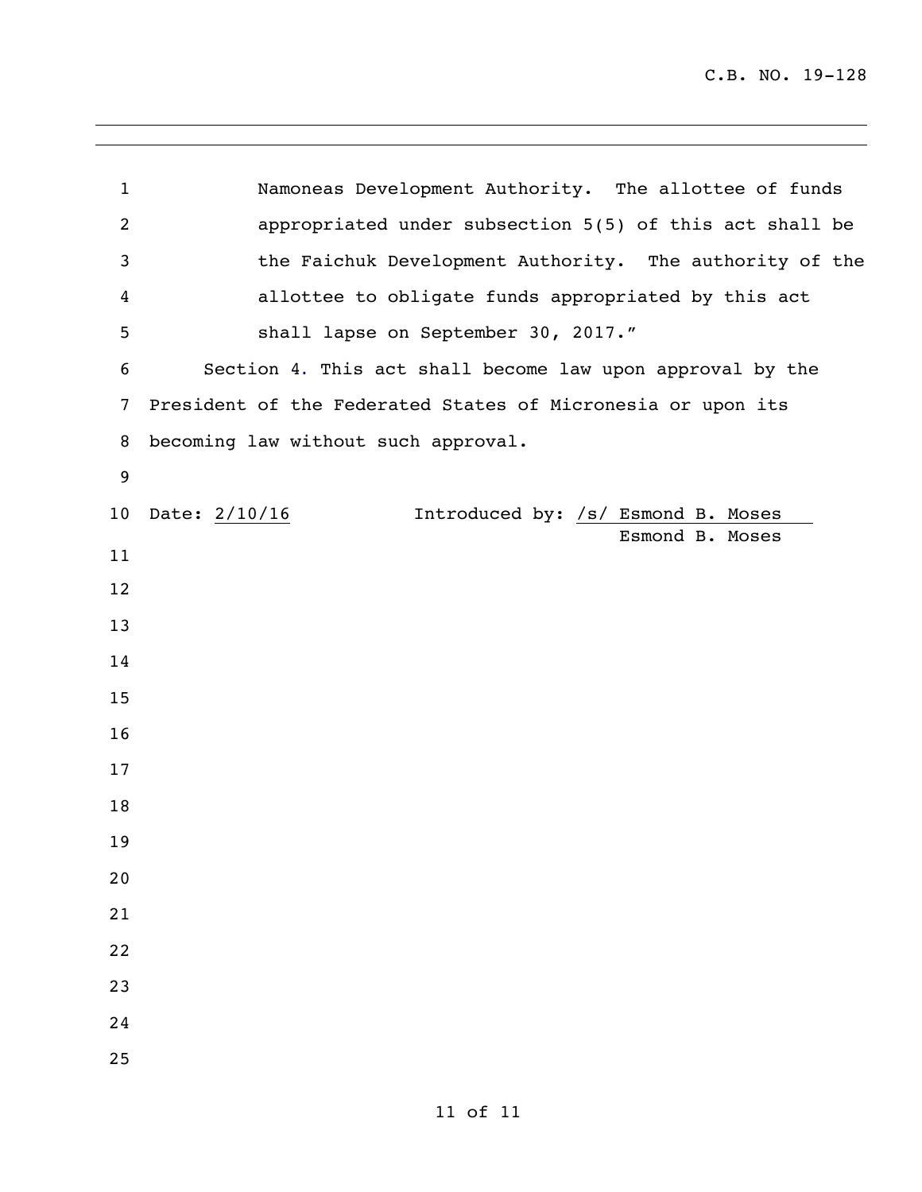Namoneas Development Authority. The allottee of funds appropriated under subsection 5(5) of this act shall be the Faichuk Development Authority. The authority of the allottee to obligate funds appropriated by this act shall lapse on September 30, 2017."

Section 4. This act shall become law upon approval by the President of the Federated States of Micronesia or upon its becoming law without such approval.

Date: 2/10/16 Introduced by: /s/ Esmond B. Moses
Esmond B. Moses